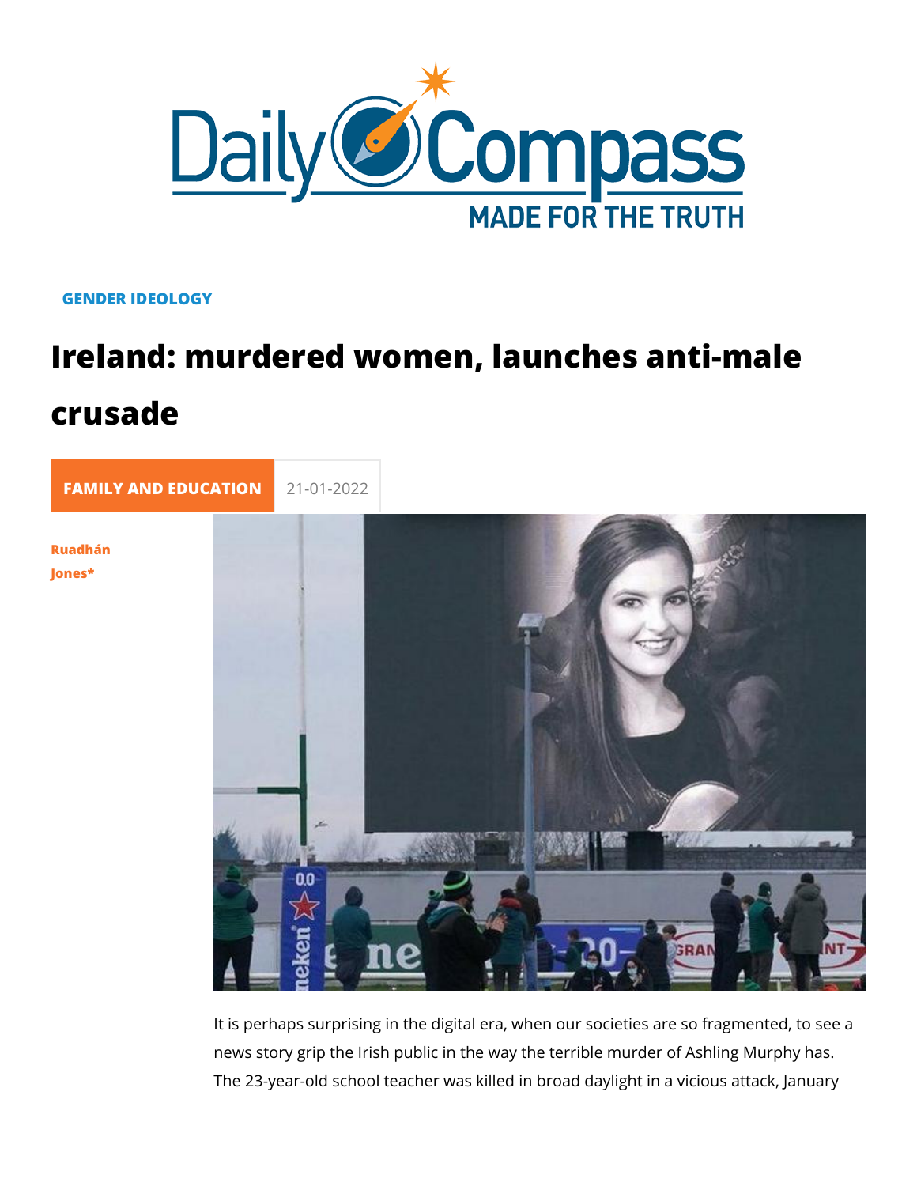GENDER IDEOLOGY

# Ireland: murdered women, launches anti-male crusade

FAMILY AND EDUCATION 21-01-2022

Ruadhán Jones*

It is perhaps surprising in the digital era, when our societies are so fragmented, to see a news story grip the Irish public in the way the terrible murder of Ashling Murphy has. The 23-year-old school teacher was killed in broad daylight in a vicious attack, January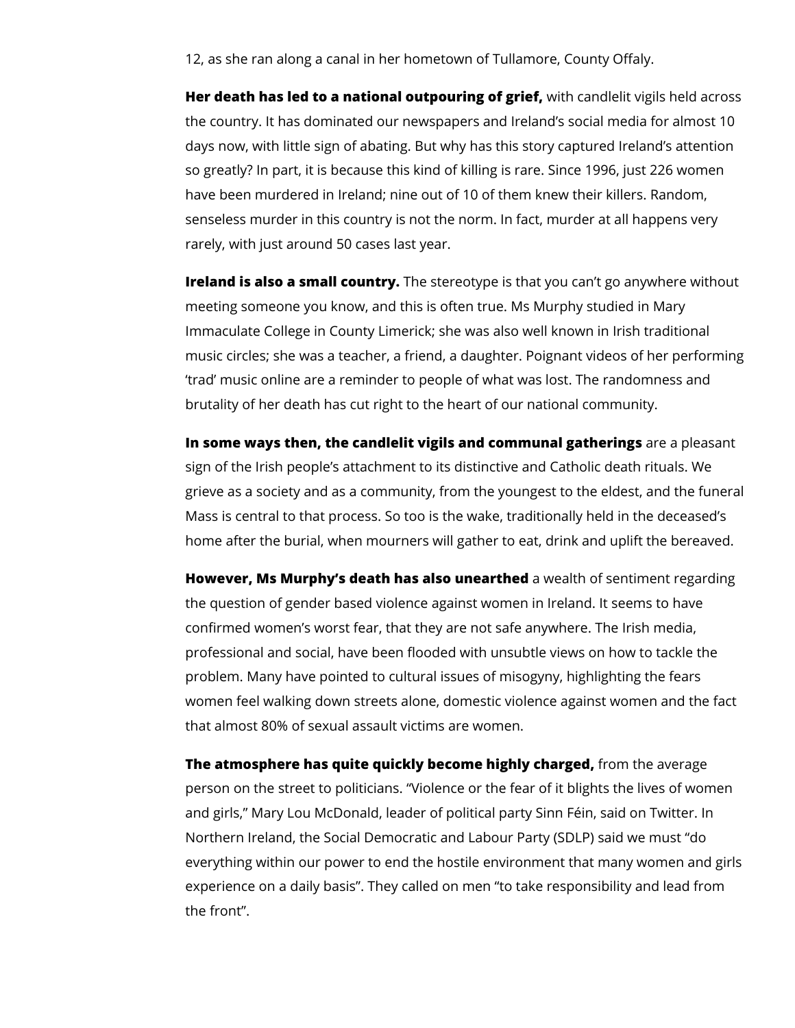12, as she ran along a canal in her hometown of Tullamore, County Offaly.

**Her death has led to a national outpouring of grief,** with candlelit vigils held across the country. It has dominated our newspapers and Ireland's social media for almost 10 days now, with little sign of abating. But why has this story captured Ireland's attention so greatly? In part, it is because this kind of killing is rare. Since 1996, just 226 women have been murdered in Ireland; nine out of 10 of them knew their killers. Random, senseless murder in this country is not the norm. In fact, murder at all happens very rarely, with just around 50 cases last year.

**Ireland is also a small country.** The stereotype is that you can't go anywhere without meeting someone you know, and this is often true. Ms Murphy studied in Mary Immaculate College in County Limerick; she was also well known in Irish traditional music circles; she was a teacher, a friend, a daughter. Poignant videos of her performing 'trad' music online are a reminder to people of what was lost. The randomness and brutality of her death has cut right to the heart of our national community.

**In some ways then, the candlelit vigils and communal gatherings** are a pleasant sign of the Irish people's attachment to its distinctive and Catholic death rituals. We grieve as a society and as a community, from the youngest to the eldest, and the funeral Mass is central to that process. So too is the wake, traditionally held in the deceased's home after the burial, when mourners will gather to eat, drink and uplift the bereaved.

**However, Ms Murphy's death has also unearthed** a wealth of sentiment regarding the question of gender based violence against women in Ireland. It seems to have confirmed women's worst fear, that they are not safe anywhere. The Irish media, professional and social, have been flooded with unsubtle views on how to tackle the problem. Many have pointed to cultural issues of misogyny, highlighting the fears women feel walking down streets alone, domestic violence against women and the fact that almost 80% of sexual assault victims are women.

**The atmosphere has quite quickly become highly charged,** from the average person on the street to politicians. "Violence or the fear of it blights the lives of women and girls," Mary Lou McDonald, leader of political party Sinn Féin, said on Twitter. In Northern Ireland, the Social Democratic and Labour Party (SDLP) said we must "do everything within our power to end the hostile environment that many women and girls experience on a daily basis". They called on men "to take responsibility and lead from the front".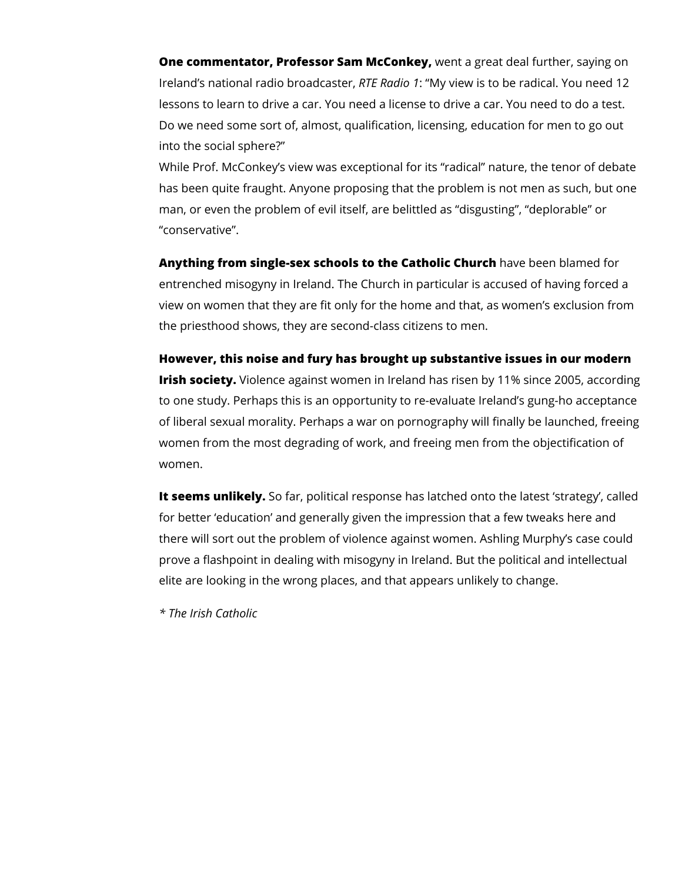**One commentator, Professor Sam McConkey,** went a great deal further, saying on Ireland's national radio broadcaster, *RTE Radio 1*: "My view is to be radical. You need 12 lessons to learn to drive a car. You need a license to drive a car. You need to do a test. Do we need some sort of, almost, qualification, licensing, education for men to go out into the social sphere?"
While Prof. McConkey's view was exceptional for its "radical" nature, the tenor of debate has been quite fraught. Anyone proposing that the problem is not men as such, but one man, or even the problem of evil itself, are belittled as "disgusting", "deplorable" or "conservative".

**Anything from single-sex schools to the Catholic Church** have been blamed for entrenched misogyny in Ireland. The Church in particular is accused of having forced a view on women that they are fit only for the home and that, as women's exclusion from the priesthood shows, they are second-class citizens to men.

**However, this noise and fury has brought up substantive issues in our modern Irish society.** Violence against women in Ireland has risen by 11% since 2005, according to one study. Perhaps this is an opportunity to re-evaluate Ireland's gung-ho acceptance of liberal sexual morality. Perhaps a war on pornography will finally be launched, freeing women from the most degrading of work, and freeing men from the objectification of women.

**It seems unlikely.** So far, political response has latched onto the latest 'strategy', called for better 'education' and generally given the impression that a few tweaks here and there will sort out the problem of violence against women. Ashling Murphy's case could prove a flashpoint in dealing with misogyny in Ireland. But the political and intellectual elite are looking in the wrong places, and that appears unlikely to change.

*\* The Irish Catholic*